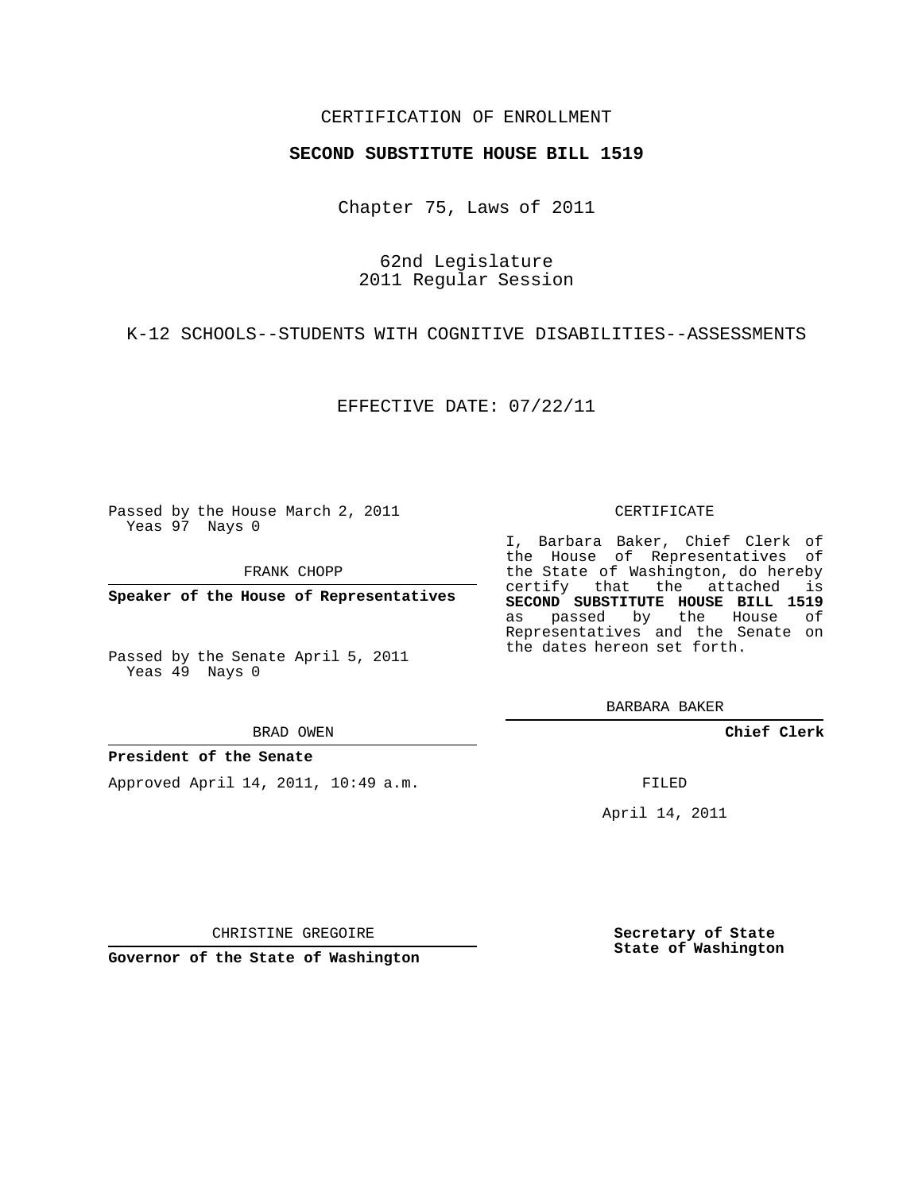CERTIFICATION OF ENROLLMENT

**SECOND SUBSTITUTE HOUSE BILL 1519**

Chapter 75, Laws of 2011

62nd Legislature
2011 Regular Session

K-12 SCHOOLS--STUDENTS WITH COGNITIVE DISABILITIES--ASSESSMENTS

EFFECTIVE DATE: 07/22/11

Passed by the House March 2, 2011
Yeas 97 Nays 0

FRANK CHOPP

**Speaker of the House of Representatives**

Passed by the Senate April 5, 2011
Yeas 49 Nays 0

BRAD OWEN

**President of the Senate**

Approved April 14, 2011, 10:49 a.m.

CHRISTINE GREGOIRE

**Governor of the State of Washington**

CERTIFICATE

I, Barbara Baker, Chief Clerk of the House of Representatives of the State of Washington, do hereby certify that the attached is **SECOND SUBSTITUTE HOUSE BILL 1519** as passed by the House of Representatives and the Senate on the dates hereon set forth.

BARBARA BAKER

**Chief Clerk**

FILED

April 14, 2011

**Secretary of State**
**State of Washington**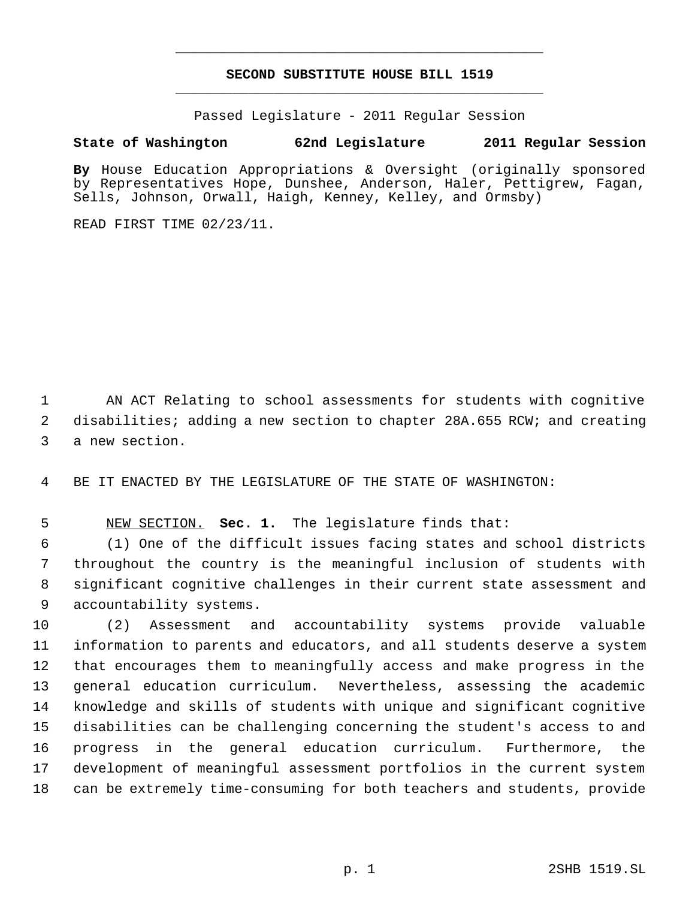# SECOND SUBSTITUTE HOUSE BILL 1519

Passed Legislature - 2011 Regular Session

**State of Washington 62nd Legislature 2011 Regular Session**

**By** House Education Appropriations & Oversight (originally sponsored by Representatives Hope, Dunshee, Anderson, Haler, Pettigrew, Fagan, Sells, Johnson, Orwall, Haigh, Kenney, Kelley, and Ormsby)

READ FIRST TIME 02/23/11.

AN ACT Relating to school assessments for students with cognitive disabilities; adding a new section to chapter 28A.655 RCW; and creating a new section.

BE IT ENACTED BY THE LEGISLATURE OF THE STATE OF WASHINGTON:

NEW SECTION. **Sec. 1.** The legislature finds that:

(1) One of the difficult issues facing states and school districts throughout the country is the meaningful inclusion of students with significant cognitive challenges in their current state assessment and accountability systems.

(2) Assessment and accountability systems provide valuable information to parents and educators, and all students deserve a system that encourages them to meaningfully access and make progress in the general education curriculum. Nevertheless, assessing the academic knowledge and skills of students with unique and significant cognitive disabilities can be challenging concerning the student's access to and progress in the general education curriculum. Furthermore, the development of meaningful assessment portfolios in the current system can be extremely time-consuming for both teachers and students, provide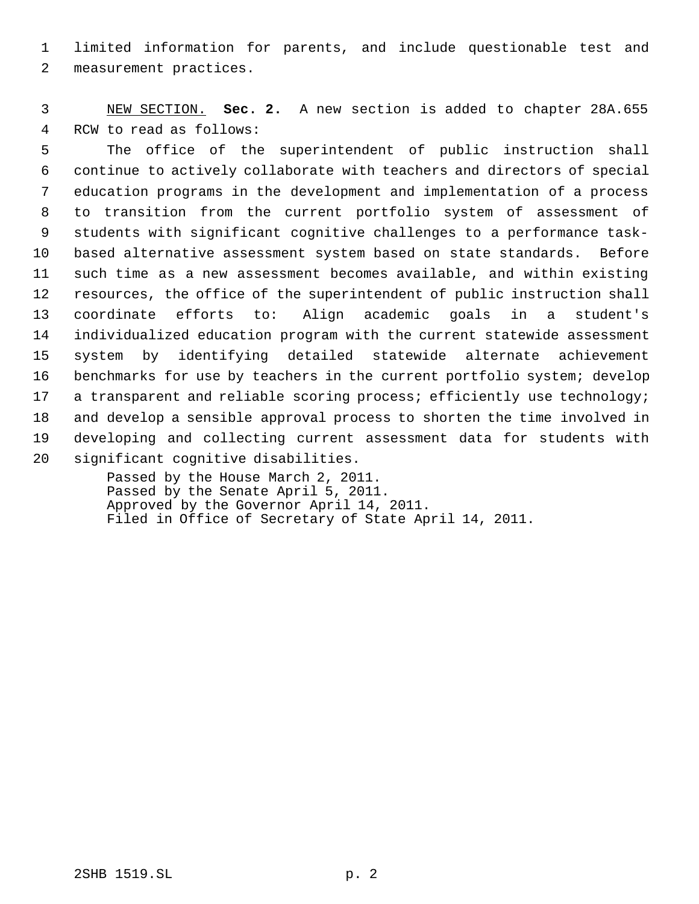limited information for parents, and include questionable test and measurement practices.

NEW SECTION. **Sec. 2.** A new section is added to chapter 28A.655 RCW to read as follows:

The office of the superintendent of public instruction shall continue to actively collaborate with teachers and directors of special education programs in the development and implementation of a process to transition from the current portfolio system of assessment of students with significant cognitive challenges to a performance task-based alternative assessment system based on state standards. Before such time as a new assessment becomes available, and within existing resources, the office of the superintendent of public instruction shall coordinate efforts to: Align academic goals in a student's individualized education program with the current statewide assessment system by identifying detailed statewide alternate achievement benchmarks for use by teachers in the current portfolio system; develop a transparent and reliable scoring process; efficiently use technology; and develop a sensible approval process to shorten the time involved in developing and collecting current assessment data for students with significant cognitive disabilities.

Passed by the House March 2, 2011.
Passed by the Senate April 5, 2011.
Approved by the Governor April 14, 2011.
Filed in Office of Secretary of State April 14, 2011.